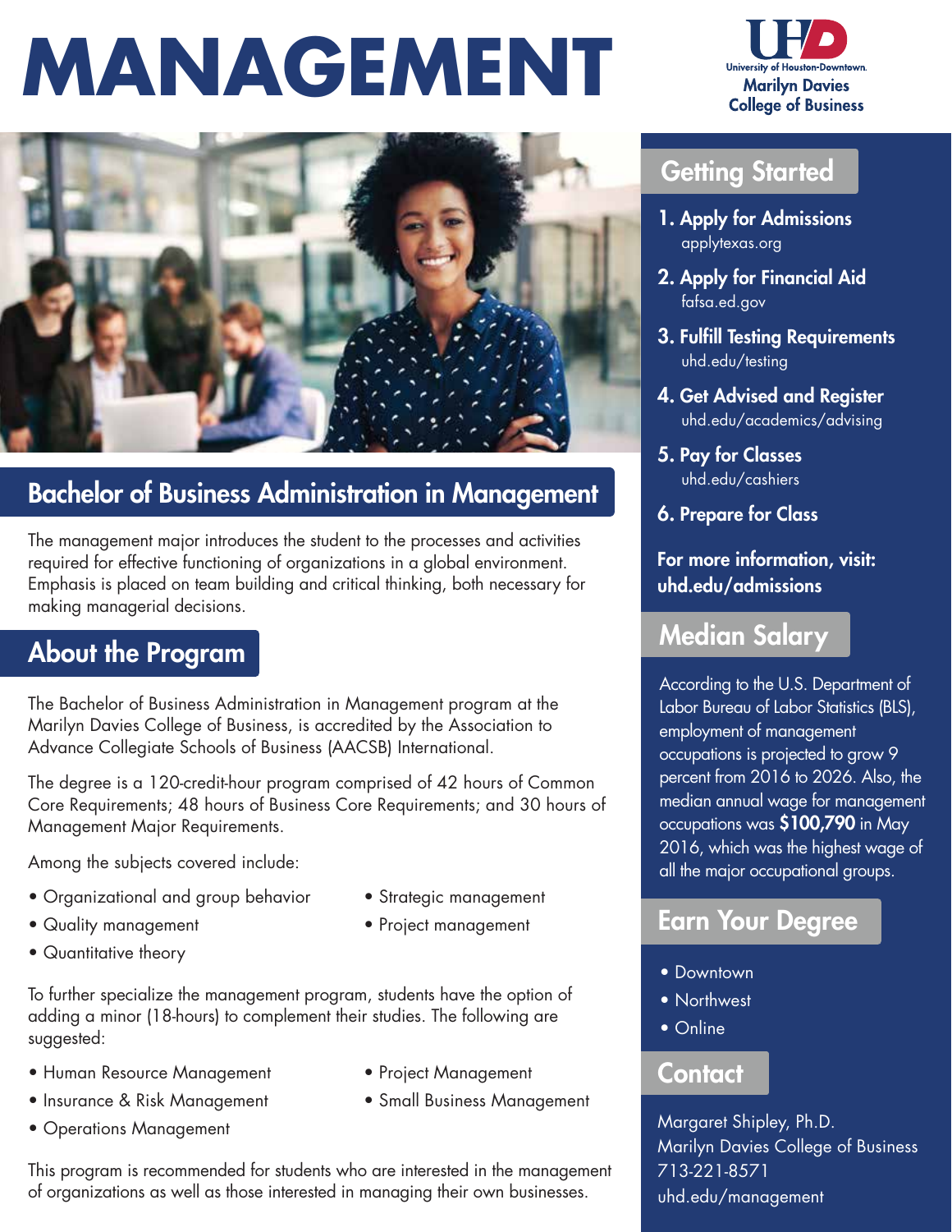# MANAGEMENT

University of Houston-Downtown
Marilyn Davies College of Business

## Bachelor of Business Administration in Management

The management major introduces the student to the processes and activities required for effective functioning of organizations in a global environment. Emphasis is placed on team building and critical thinking, both necessary for making managerial decisions.

## About the Program

The Bachelor of Business Administration in Management program at the Marilyn Davies College of Business, is accredited by the Association to Advance Collegiate Schools of Business (AACSB) International.

The degree is a 120-credit-hour program comprised of 42 hours of Common Core Requirements; 48 hours of Business Core Requirements; and 30 hours of Management Major Requirements.

Among the subjects covered include:

- Organizational and group behavior
- Quality management
- Quantitative theory
- Strategic management
- Project management

To further specialize the management program, students have the option of adding a minor (18-hours) to complement their studies. The following are suggested:

- Human Resource Management
- Insurance & Risk Management
- Operations Management
- Project Management
- Small Business Management

This program is recommended for students who are interested in the management of organizations as well as those interested in managing their own businesses.

## Getting Started

1. **Apply for Admissions**
   applytexas.org
2. **Apply for Financial Aid**
   fafsa.ed.gov
3. **Fulfill Testing Requirements**
   uhd.edu/testing
4. **Get Advised and Register**
   uhd.edu/academics/advising
5. **Pay for Classes**
   uhd.edu/cashiers
6. **Prepare for Class**

**For more information, visit: uhd.edu/admissions**

## Median Salary

According to the U.S. Department of Labor Bureau of Labor Statistics (BLS), employment of management occupations is projected to grow 9 percent from 2016 to 2026. Also, the median annual wage for management occupations was **$100,790** in May 2016, which was the highest wage of all the major occupational groups.

## Earn Your Degree

- Downtown
- Northwest
- Online

## Contact

Margaret Shipley, Ph.D.
Marilyn Davies College of Business
713-221-8571
uhd.edu/management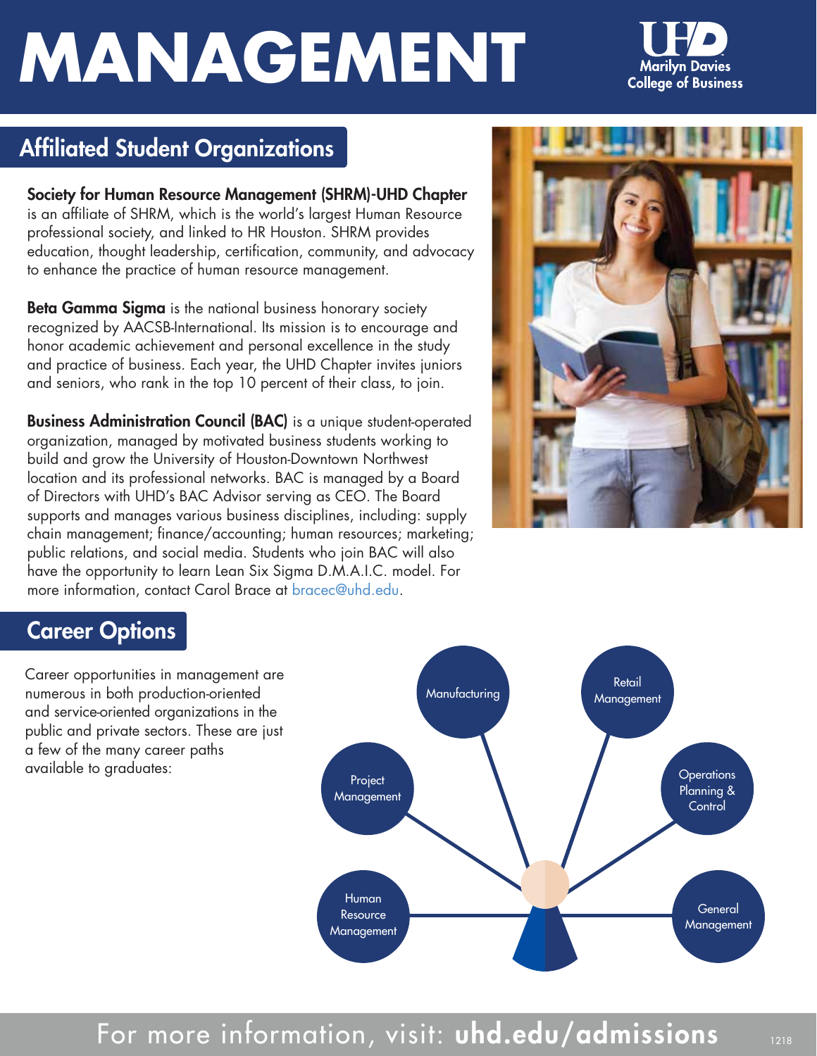# MANAGEMENT

Marilyn Davies College of Business

## Affiliated Student Organizations

**Society for Human Resource Management (SHRM)-UHD Chapter** is an affiliate of SHRM, which is the world's largest Human Resource professional society, and linked to HR Houston. SHRM provides education, thought leadership, certification, community, and advocacy to enhance the practice of human resource management.

**Beta Gamma Sigma** is the national business honorary society recognized by AACSB-International. Its mission is to encourage and honor academic achievement and personal excellence in the study and practice of business. Each year, the UHD Chapter invites juniors and seniors, who rank in the top 10 percent of their class, to join.

**Business Administration Council (BAC)** is a unique student-operated organization, managed by motivated business students working to build and grow the University of Houston-Downtown Northwest location and its professional networks. BAC is managed by a Board of Directors with UHD's BAC Advisor serving as CEO. The Board supports and manages various business disciplines, including: supply chain management; finance/accounting; human resources; marketing; public relations, and social media. Students who join BAC will also have the opportunity to learn Lean Six Sigma D.M.A.I.C. model. For more information, contact Carol Brace at bracec@uhd.edu.

## Career Options

Career opportunities in management are numerous in both production-oriented and service-oriented organizations in the public and private sectors. These are just a few of the many career paths available to graduates:

Manufacturing

Retail Management

Project Management

Operations Planning & Control

Human Resource Management

General Management

For more information, visit: **uhd.edu/admissions**